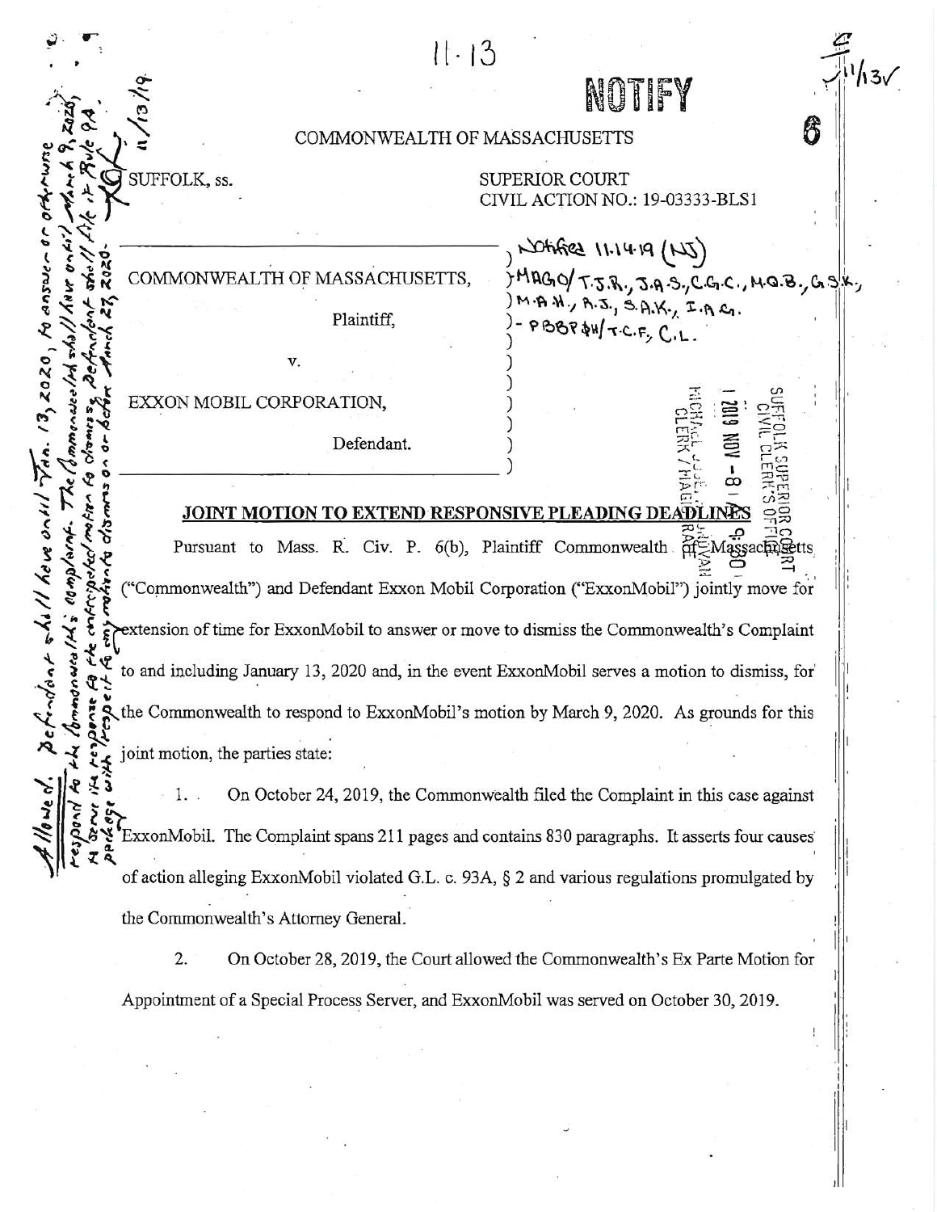11·13

NOTIFY

COMMONWEALTH OF MASSACHUSETTS

SUFFOLK, ss.

SUPERIOR COURT
CIVIL ACTION NO.: 19-03333-BLS1

COMMONWEALTH OF MASSACHUSETTS,

Plaintiff,

v.

EXXON MOBIL CORPORATION,

Defendant.

Notified 11.14.19 (NJ)
MAG.O/ T.J.R., J.A.S., C.G.C., M.Q.B., G.S.K., M.A.H., R.J., S.A.K., I.A.G.
- PBBP@H/T.C.F., C.L.

SUFFOLK SUPERIOR COURT CIVIL CLERK'S OFFICE
2019 NOV -8 A 9:08
MICHAEL JOSEPH DONOVAN CLERK / MAGISTRATE

Allowed. Defendant shall have until Jan. 13, 2020, to answer or otherwise respond to the Commonwealth's complaint. The Commonwealth shall have until March 9, 2020 to serve its response to the anticipated motion to dismiss. Defendant shall file its Rule 9A package with respect to any motion to dismiss on or before March 27, 2020.
11/13/19

## JOINT MOTION TO EXTEND RESPONSIVE PLEADING DEADLINES

Pursuant to Mass. R. Civ. P. 6(b), Plaintiff Commonwealth of Massachusetts ("Commonwealth") and Defendant Exxon Mobil Corporation ("ExxonMobil") jointly move for extension of time for ExxonMobil to answer or move to dismiss the Commonwealth's Complaint to and including January 13, 2020 and, in the event ExxonMobil serves a motion to dismiss, for the Commonwealth to respond to ExxonMobil's motion by March 9, 2020. As grounds for this joint motion, the parties state:

1. On October 24, 2019, the Commonwealth filed the Complaint in this case against ExxonMobil. The Complaint spans 211 pages and contains 830 paragraphs. It asserts four causes of action alleging ExxonMobil violated G.L. c. 93A, § 2 and various regulations promulgated by the Commonwealth's Attorney General.

2. On October 28, 2019, the Court allowed the Commonwealth's Ex Parte Motion for Appointment of a Special Process Server, and ExxonMobil was served on October 30, 2019.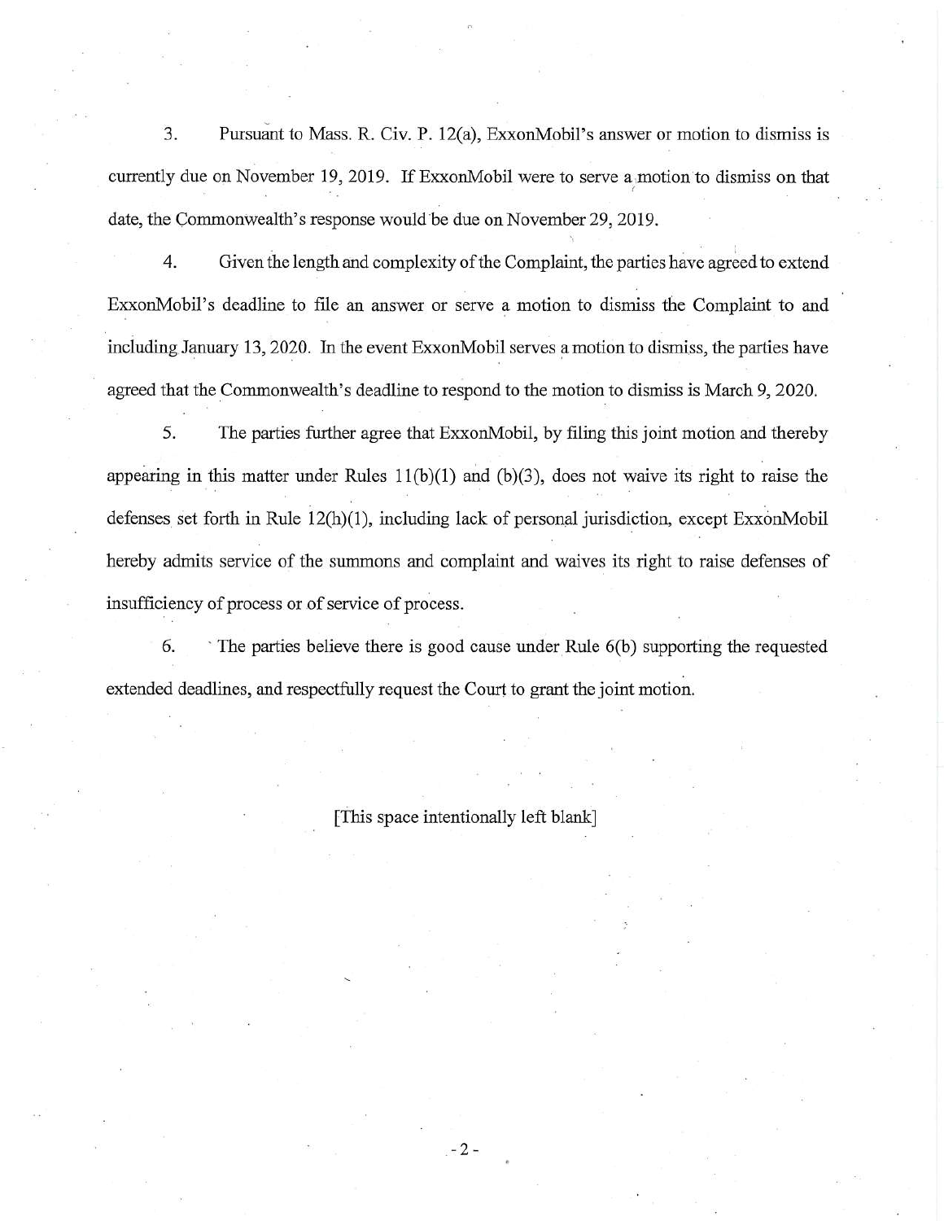3. Pursuant to Mass. R. Civ. P. 12(a), ExxonMobil's answer or motion to dismiss is currently due on November 19, 2019. If ExxonMobil were to serve a motion to dismiss on that date, the Commonwealth's response would be due on November 29, 2019.

4. Given the length and complexity of the Complaint, the parties have agreed to extend ExxonMobil's deadline to file an answer or serve a motion to dismiss the Complaint to and including January 13, 2020. In the event ExxonMobil serves a motion to dismiss, the parties have agreed that the Commonwealth's deadline to respond to the motion to dismiss is March 9, 2020.

5. The parties further agree that ExxonMobil, by filing this joint motion and thereby appearing in this matter under Rules 11(b)(1) and (b)(3), does not waive its right to raise the defenses set forth in Rule 12(h)(1), including lack of personal jurisdiction, except ExxonMobil hereby admits service of the summons and complaint and waives its right to raise defenses of insufficiency of process or of service of process.

6. The parties believe there is good cause under Rule 6(b) supporting the requested extended deadlines, and respectfully request the Court to grant the joint motion.

[This space intentionally left blank]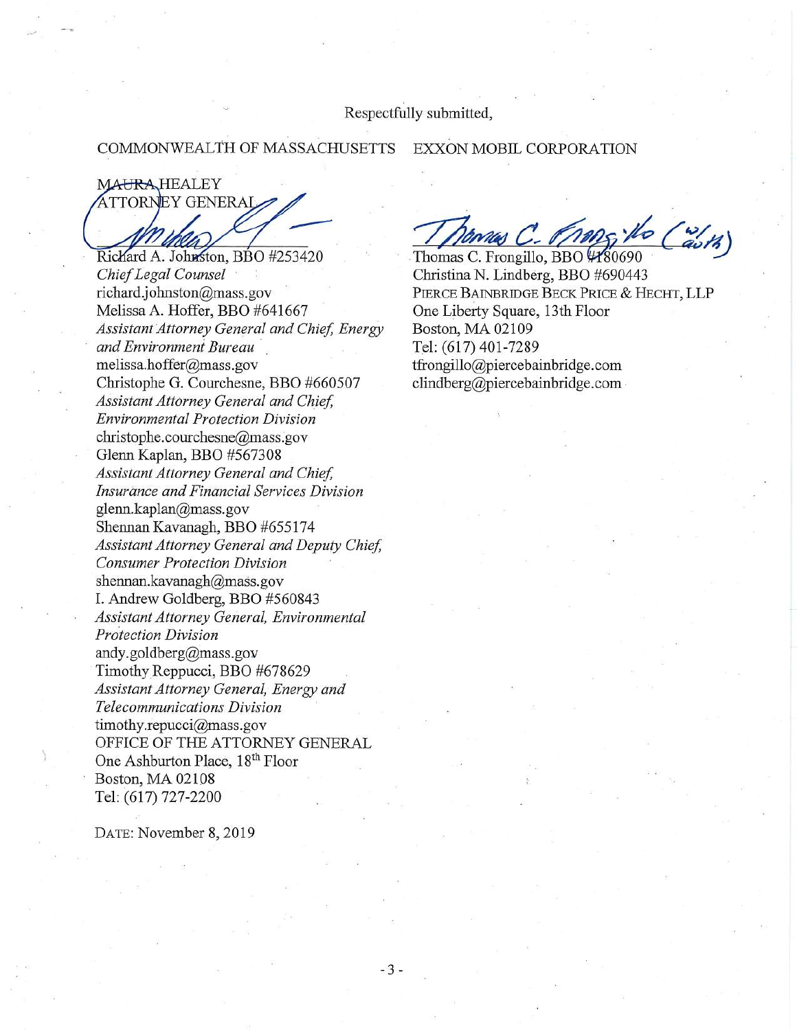Respectfully submitted,

COMMONWEALTH OF MASSACHUSETTS

MAURA HEALEY
ATTORNEY GENERAL

Richard A. Johnston, BBO #253420
*Chief Legal Counsel*
richard.johnston@mass.gov
Melissa A. Hoffer, BBO #641667
*Assistant Attorney General and Chief, Energy and Environment Bureau*
melissa.hoffer@mass.gov
Christophe G. Courchesne, BBO #660507
*Assistant Attorney General and Chief, Environmental Protection Division*
christophe.courchesne@mass.gov
Glenn Kaplan, BBO #567308
*Assistant Attorney General and Chief, Insurance and Financial Services Division*
glenn.kaplan@mass.gov
Shennan Kavanagh, BBO #655174
*Assistant Attorney General and Deputy Chief, Consumer Protection Division*
shennan.kavanagh@mass.gov
I. Andrew Goldberg, BBO #560843
*Assistant Attorney General, Environmental Protection Division*
andy.goldberg@mass.gov
Timothy Reppucci, BBO #678629
*Assistant Attorney General, Energy and Telecommunications Division*
timothy.repucci@mass.gov
OFFICE OF THE ATTORNEY GENERAL
One Ashburton Place, 18th Floor
Boston, MA 02108
Tel: (617) 727-2200

EXXON MOBIL CORPORATION

Thomas C. Frongillo (w/auth)

Thomas C. Frongillo, BBO #180690
Christina N. Lindberg, BBO #690443
PIERCE BAINBRIDGE BECK PRICE & HECHT, LLP
One Liberty Square, 13th Floor
Boston, MA 02109
Tel: (617) 401-7289
tfrongillo@piercebainbridge.com
clindberg@piercebainbridge.com

DATE: November 8, 2019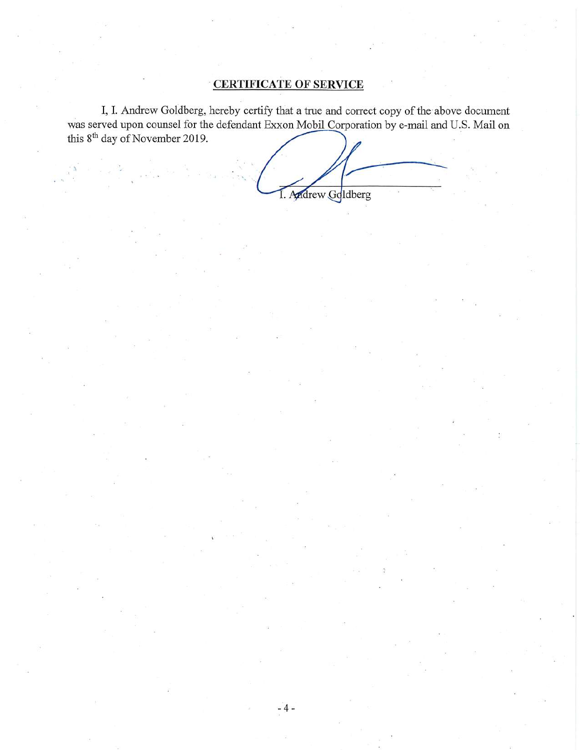## CERTIFICATE OF SERVICE

I, I. Andrew Goldberg, hereby certify that a true and correct copy of the above document was served upon counsel for the defendant Exxon Mobil Corporation by e-mail and U.S. Mail on this 8th day of November 2019.

I. Andrew Goldberg